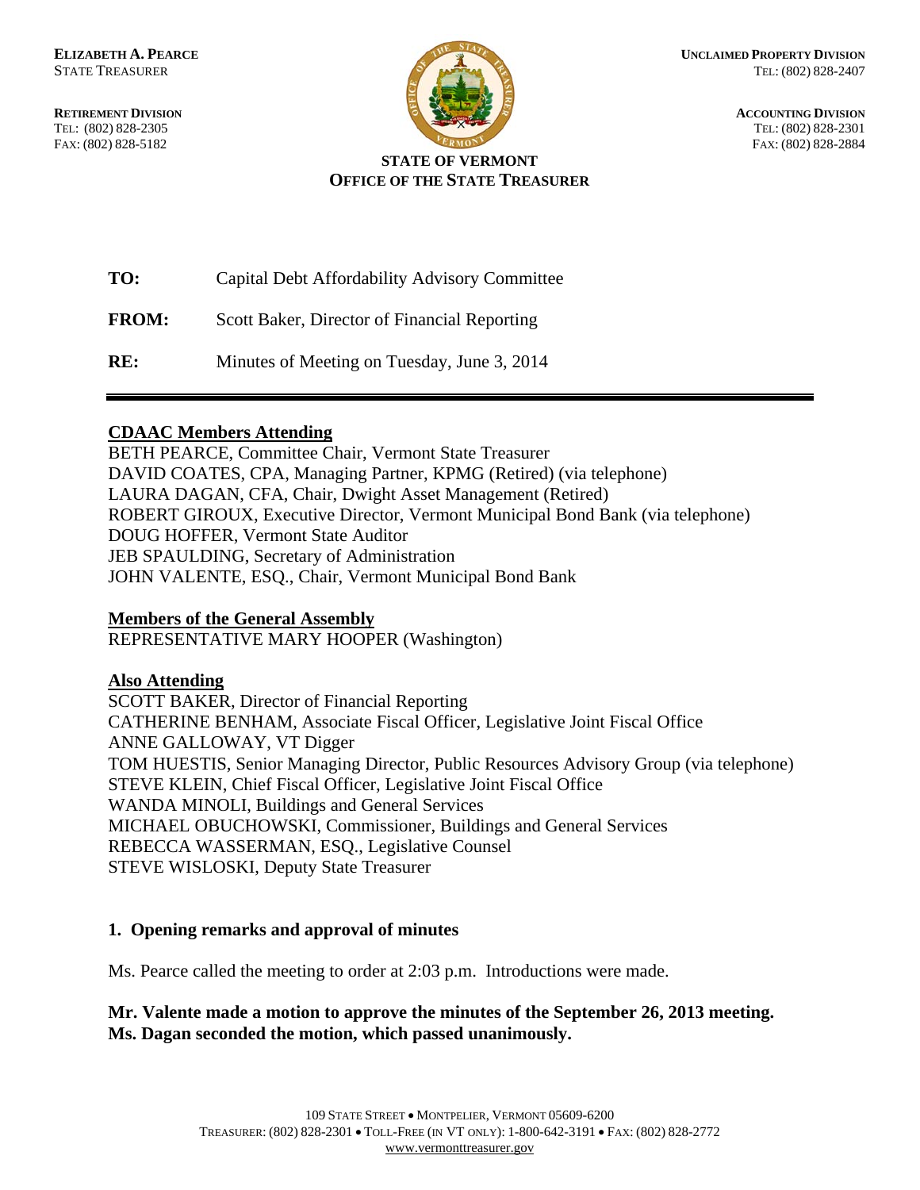**ELIZABETH A. PEARCE**
STATE TREASURER

**RETIREMENT DIVISION**
TEL: (802) 828-2305
FAX: (802) 828-5182

**UNCLAIMED PROPERTY DIVISION**
TEL: (802) 828-2407

**ACCOUNTING DIVISION**
TEL: (802) 828-2301
FAX: (802) 828-2884

**STATE OF VERMONT**
**OFFICE OF THE STATE TREASURER**

**TO:** Capital Debt Affordability Advisory Committee

**FROM:** Scott Baker, Director of Financial Reporting

**RE:** Minutes of Meeting on Tuesday, June 3, 2014

---

**CDAAC Members Attending**

BETH PEARCE, Committee Chair, Vermont State Treasurer
DAVID COATES, CPA, Managing Partner, KPMG (Retired) (via telephone)
LAURA DAGAN, CFA, Chair, Dwight Asset Management (Retired)
ROBERT GIROUX, Executive Director, Vermont Municipal Bond Bank (via telephone)
DOUG HOFFER, Vermont State Auditor
JEB SPAULDING, Secretary of Administration
JOHN VALENTE, ESQ., Chair, Vermont Municipal Bond Bank

**Members of the General Assembly**

REPRESENTATIVE MARY HOOPER (Washington)

**Also Attending**

SCOTT BAKER, Director of Financial Reporting
CATHERINE BENHAM, Associate Fiscal Officer, Legislative Joint Fiscal Office
ANNE GALLOWAY, VT Digger
TOM HUESTIS, Senior Managing Director, Public Resources Advisory Group (via telephone)
STEVE KLEIN, Chief Fiscal Officer, Legislative Joint Fiscal Office
WANDA MINOLI, Buildings and General Services
MICHAEL OBUCHOWSKI, Commissioner, Buildings and General Services
REBECCA WASSERMAN, ESQ., Legislative Counsel
STEVE WISLOSKI, Deputy State Treasurer

### 1. Opening remarks and approval of minutes

Ms. Pearce called the meeting to order at 2:03 p.m. Introductions were made.

**Mr. Valente made a motion to approve the minutes of the September 26, 2013 meeting. Ms. Dagan seconded the motion, which passed unanimously.**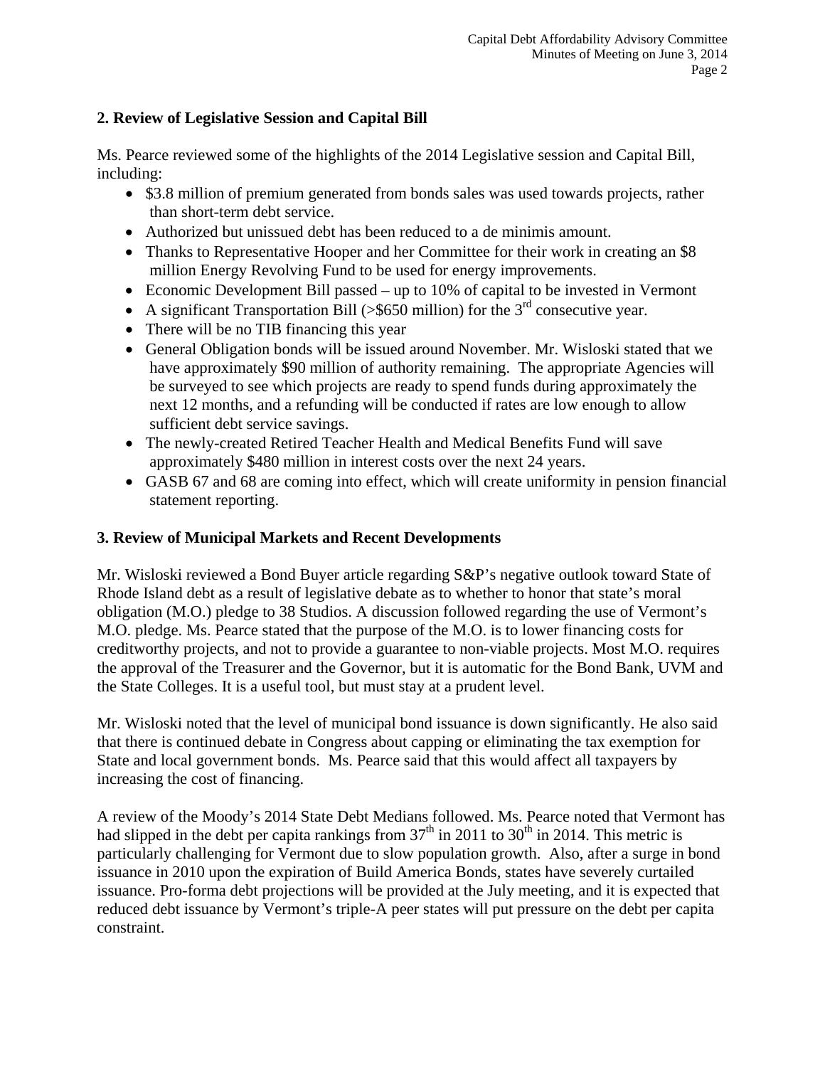## 2. Review of Legislative Session and Capital Bill

Ms. Pearce reviewed some of the highlights of the 2014 Legislative session and Capital Bill, including:

- $3.8 million of premium generated from bonds sales was used towards projects, rather than short-term debt service.
- Authorized but unissued debt has been reduced to a de minimis amount.
- Thanks to Representative Hooper and her Committee for their work in creating an $8 million Energy Revolving Fund to be used for energy improvements.
- Economic Development Bill passed – up to 10% of capital to be invested in Vermont
- A significant Transportation Bill (>$650 million) for the 3rd consecutive year.
- There will be no TIB financing this year
- General Obligation bonds will be issued around November. Mr. Wisloski stated that we have approximately $90 million of authority remaining. The appropriate Agencies will be surveyed to see which projects are ready to spend funds during approximately the next 12 months, and a refunding will be conducted if rates are low enough to allow sufficient debt service savings.
- The newly-created Retired Teacher Health and Medical Benefits Fund will save approximately $480 million in interest costs over the next 24 years.
- GASB 67 and 68 are coming into effect, which will create uniformity in pension financial statement reporting.

## 3. Review of Municipal Markets and Recent Developments

Mr. Wisloski reviewed a Bond Buyer article regarding S&P's negative outlook toward State of Rhode Island debt as a result of legislative debate as to whether to honor that state's moral obligation (M.O.) pledge to 38 Studios. A discussion followed regarding the use of Vermont's M.O. pledge. Ms. Pearce stated that the purpose of the M.O. is to lower financing costs for creditworthy projects, and not to provide a guarantee to non-viable projects. Most M.O. requires the approval of the Treasurer and the Governor, but it is automatic for the Bond Bank, UVM and the State Colleges. It is a useful tool, but must stay at a prudent level.

Mr. Wisloski noted that the level of municipal bond issuance is down significantly. He also said that there is continued debate in Congress about capping or eliminating the tax exemption for State and local government bonds. Ms. Pearce said that this would affect all taxpayers by increasing the cost of financing.

A review of the Moody's 2014 State Debt Medians followed. Ms. Pearce noted that Vermont has had slipped in the debt per capita rankings from 37th in 2011 to 30th in 2014. This metric is particularly challenging for Vermont due to slow population growth. Also, after a surge in bond issuance in 2010 upon the expiration of Build America Bonds, states have severely curtailed issuance. Pro-forma debt projections will be provided at the July meeting, and it is expected that reduced debt issuance by Vermont's triple-A peer states will put pressure on the debt per capita constraint.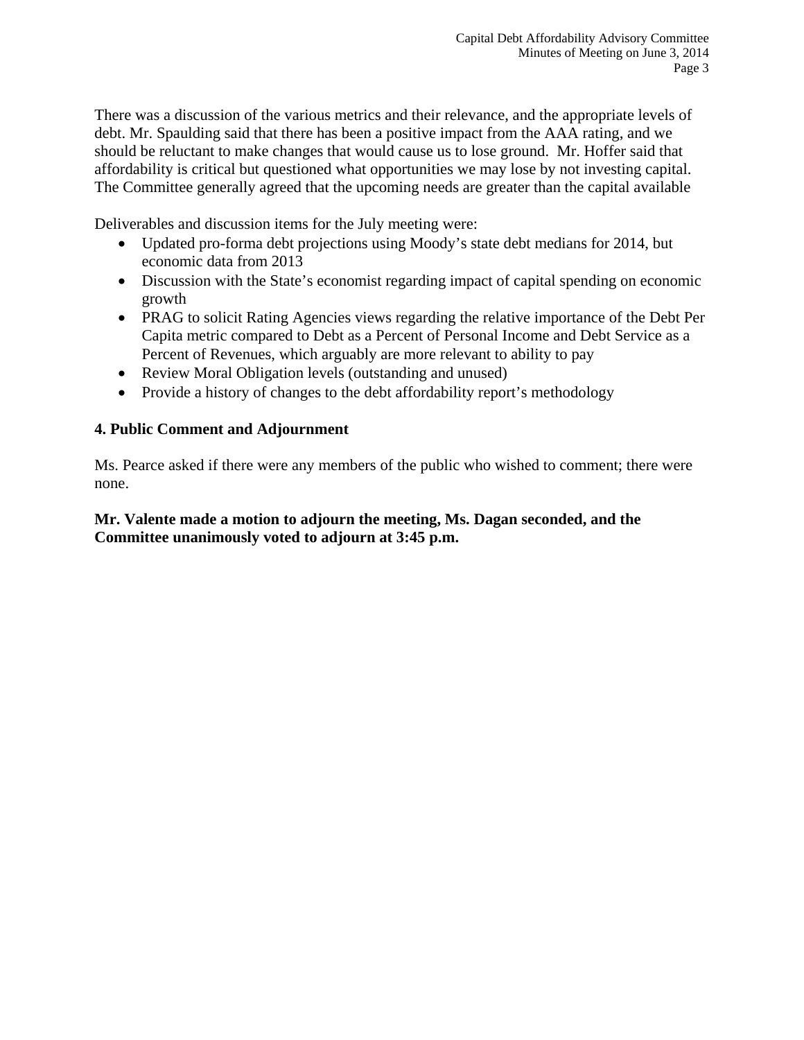There was a discussion of the various metrics and their relevance, and the appropriate levels of debt. Mr. Spaulding said that there has been a positive impact from the AAA rating, and we should be reluctant to make changes that would cause us to lose ground. Mr. Hoffer said that affordability is critical but questioned what opportunities we may lose by not investing capital. The Committee generally agreed that the upcoming needs are greater than the capital available

Deliverables and discussion items for the July meeting were:

- Updated pro-forma debt projections using Moody's state debt medians for 2014, but economic data from 2013
- Discussion with the State's economist regarding impact of capital spending on economic growth
- PRAG to solicit Rating Agencies views regarding the relative importance of the Debt Per Capita metric compared to Debt as a Percent of Personal Income and Debt Service as a Percent of Revenues, which arguably are more relevant to ability to pay
- Review Moral Obligation levels (outstanding and unused)
- Provide a history of changes to the debt affordability report's methodology

**4. Public Comment and Adjournment**

Ms. Pearce asked if there were any members of the public who wished to comment; there were none.

**Mr. Valente made a motion to adjourn the meeting, Ms. Dagan seconded, and the Committee unanimously voted to adjourn at 3:45 p.m.**